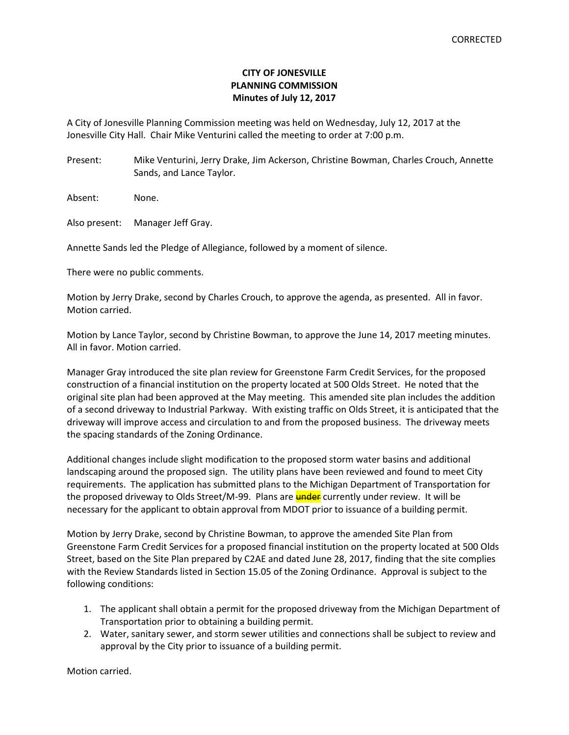CORRECTED

**CITY OF JONESVILLE**
**PLANNING COMMISSION**
**Minutes of July 12, 2017**

A City of Jonesville Planning Commission meeting was held on Wednesday, July 12, 2017 at the Jonesville City Hall. Chair Mike Venturini called the meeting to order at 7:00 p.m.

Present: Mike Venturini, Jerry Drake, Jim Ackerson, Christine Bowman, Charles Crouch, Annette Sands, and Lance Taylor.

Absent: None.

Also present: Manager Jeff Gray.

Annette Sands led the Pledge of Allegiance, followed by a moment of silence.

There were no public comments.

Motion by Jerry Drake, second by Charles Crouch, to approve the agenda, as presented. All in favor. Motion carried.

Motion by Lance Taylor, second by Christine Bowman, to approve the June 14, 2017 meeting minutes. All in favor. Motion carried.

Manager Gray introduced the site plan review for Greenstone Farm Credit Services, for the proposed construction of a financial institution on the property located at 500 Olds Street. He noted that the original site plan had been approved at the May meeting. This amended site plan includes the addition of a second driveway to Industrial Parkway. With existing traffic on Olds Street, it is anticipated that the driveway will improve access and circulation to and from the proposed business. The driveway meets the spacing standards of the Zoning Ordinance.

Additional changes include slight modification to the proposed storm water basins and additional landscaping around the proposed sign. The utility plans have been reviewed and found to meet City requirements. The application has submitted plans to the Michigan Department of Transportation for the proposed driveway to Olds Street/M-99. Plans are ~~under~~ currently under review. It will be necessary for the applicant to obtain approval from MDOT prior to issuance of a building permit.

Motion by Jerry Drake, second by Christine Bowman, to approve the amended Site Plan from Greenstone Farm Credit Services for a proposed financial institution on the property located at 500 Olds Street, based on the Site Plan prepared by C2AE and dated June 28, 2017, finding that the site complies with the Review Standards listed in Section 15.05 of the Zoning Ordinance. Approval is subject to the following conditions:

1. The applicant shall obtain a permit for the proposed driveway from the Michigan Department of Transportation prior to obtaining a building permit.
2. Water, sanitary sewer, and storm sewer utilities and connections shall be subject to review and approval by the City prior to issuance of a building permit.

Motion carried.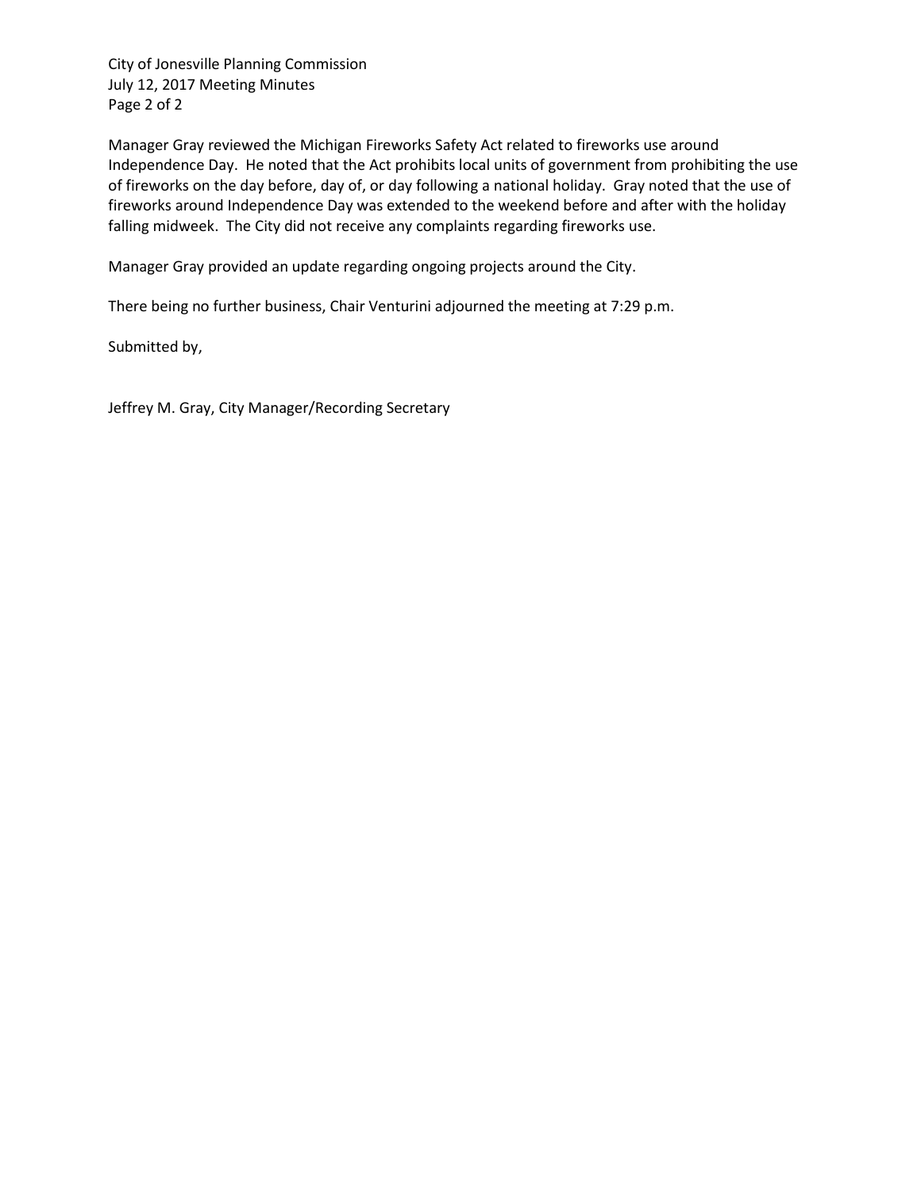Manager Gray reviewed the Michigan Fireworks Safety Act related to fireworks use around Independence Day. He noted that the Act prohibits local units of government from prohibiting the use of fireworks on the day before, day of, or day following a national holiday. Gray noted that the use of fireworks around Independence Day was extended to the weekend before and after with the holiday falling midweek. The City did not receive any complaints regarding fireworks use.

Manager Gray provided an update regarding ongoing projects around the City.

There being no further business, Chair Venturini adjourned the meeting at 7:29 p.m.

Submitted by,

Jeffrey M. Gray, City Manager/Recording Secretary